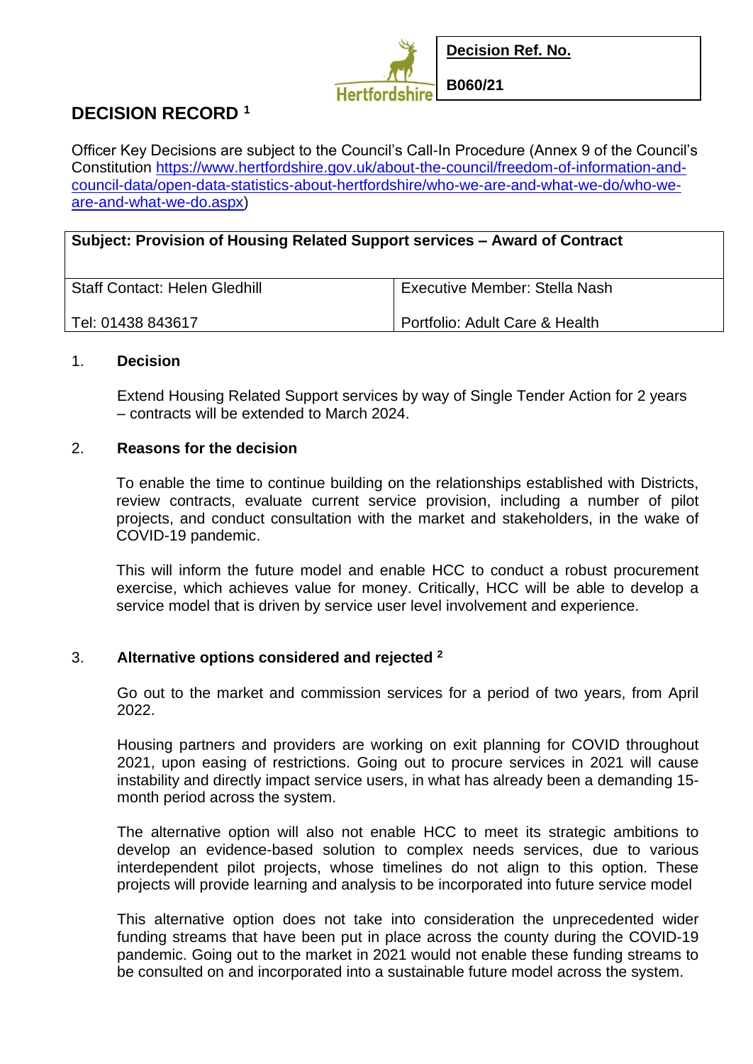| Decision Ref. No. |
| --- |
| B060/21 |

# DECISION RECORD [1]

Officer Key Decisions are subject to the Council's Call-In Procedure (Annex 9 of the Council's Constitution https://www.hertfordshire.gov.uk/about-the-council/freedom-of-information-and-council-data/open-data-statistics-about-hertfordshire/who-we-are-and-what-we-do/who-we-are-and-what-we-do.aspx)

| Subject: Provision of Housing Related Support services – Award of Contract | |
| --- | --- |
| Staff Contact: Helen Gledhill<br><br>Tel: 01438 843617 | Executive Member: Stella Nash<br><br>Portfolio: Adult Care & Health |

1. **Decision**

   Extend Housing Related Support services by way of Single Tender Action for 2 years – contracts will be extended to March 2024.

2. **Reasons for the decision**

   To enable the time to continue building on the relationships established with Districts, review contracts, evaluate current service provision, including a number of pilot projects, and conduct consultation with the market and stakeholders, in the wake of COVID-19 pandemic.

   This will inform the future model and enable HCC to conduct a robust procurement exercise, which achieves value for money. Critically, HCC will be able to develop a service model that is driven by service user level involvement and experience.

3. **Alternative options considered and rejected [2]**

   Go out to the market and commission services for a period of two years, from April 2022.

   Housing partners and providers are working on exit planning for COVID throughout 2021, upon easing of restrictions. Going out to procure services in 2021 will cause instability and directly impact service users, in what has already been a demanding 15-month period across the system.

   The alternative option will also not enable HCC to meet its strategic ambitions to develop an evidence-based solution to complex needs services, due to various interdependent pilot projects, whose timelines do not align to this option. These projects will provide learning and analysis to be incorporated into future service model

   This alternative option does not take into consideration the unprecedented wider funding streams that have been put in place across the county during the COVID-19 pandemic. Going out to the market in 2021 would not enable these funding streams to be consulted on and incorporated into a sustainable future model across the system.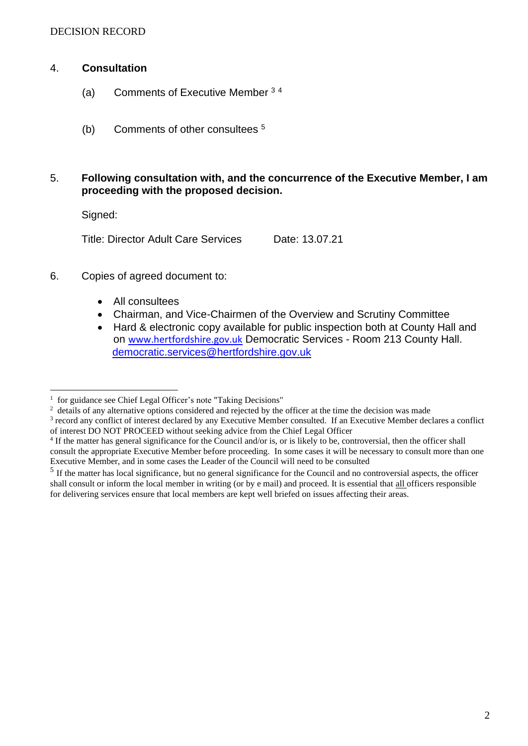DECISION RECORD

## 4. **Consultation**

(a) Comments of Executive Member [3] [4]

(b) Comments of other consultees [5]

## 5. **Following consultation with, and the concurrence of the Executive Member, I am proceeding with the proposed decision.**

Signed:

Title: Director Adult Care Services    Date: 13.07.21

6. Copies of agreed document to:

- All consultees
- Chairman, and Vice-Chairmen of the Overview and Scrutiny Committee
- Hard & electronic copy available for public inspection both at County Hall and on www.hertfordshire.gov.uk Democratic Services - Room 213 County Hall. democratic.services@hertfordshire.gov.uk

---

[1] for guidance see Chief Legal Officer's note "Taking Decisions"

[2] details of any alternative options considered and rejected by the officer at the time the decision was made

[3] record any conflict of interest declared by any Executive Member consulted. If an Executive Member declares a conflict of interest DO NOT PROCEED without seeking advice from the Chief Legal Officer

[4] If the matter has general significance for the Council and/or is, or is likely to be, controversial, then the officer shall consult the appropriate Executive Member before proceeding. In some cases it will be necessary to consult more than one Executive Member, and in some cases the Leader of the Council will need to be consulted

[5] If the matter has local significance, but no general significance for the Council and no controversial aspects, the officer shall consult or inform the local member in writing (or by e mail) and proceed. It is essential that all officers responsible for delivering services ensure that local members are kept well briefed on issues affecting their areas.